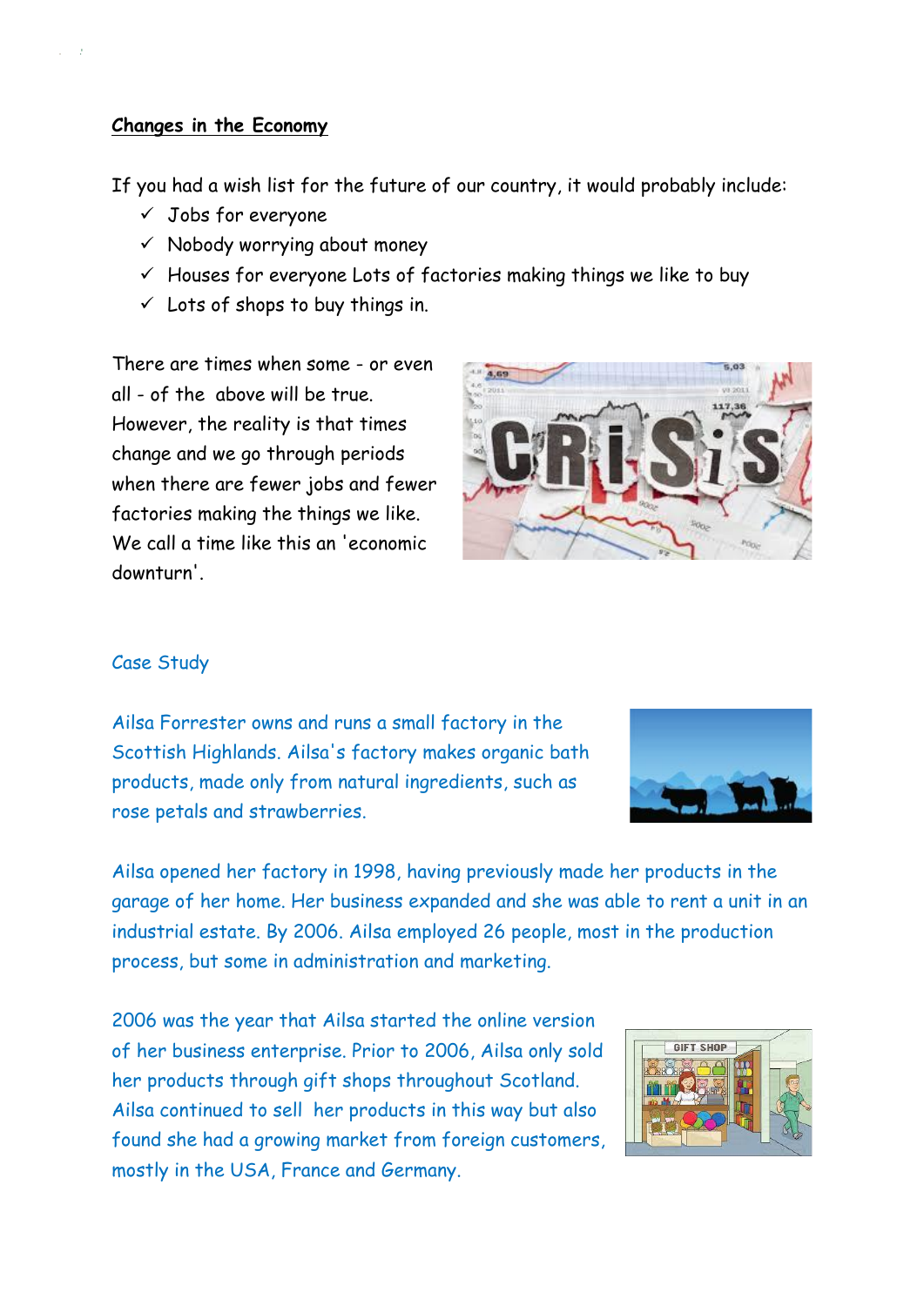## Changes in the Economy

If you had a wish list for the future of our country, it would probably include:

- ✓ Jobs for everyone
- ✓ Nobody worrying about money
- ✓ Houses for everyone Lots of factories making things we like to buy
- ✓ Lots of shops to buy things in.

There are times when some - or even all - of the above will be true. However, the reality is that times change and we go through periods when there are fewer jobs and fewer factories making the things we like. We call a time like this an 'economic downturn'.

### Case Study

Ailsa Forrester owns and runs a small factory in the Scottish Highlands. Ailsa's factory makes organic bath products, made only from natural ingredients, such as rose petals and strawberries.

Ailsa opened her factory in 1998, having previously made her products in the garage of her home. Her business expanded and she was able to rent a unit in an industrial estate. By 2006. Ailsa employed 26 people, most in the production process, but some in administration and marketing.

2006 was the year that Ailsa started the online version of her business enterprise. Prior to 2006, Ailsa only sold her products through gift shops throughout Scotland. Ailsa continued to sell her products in this way but also found she had a growing market from foreign customers, mostly in the USA, France and Germany.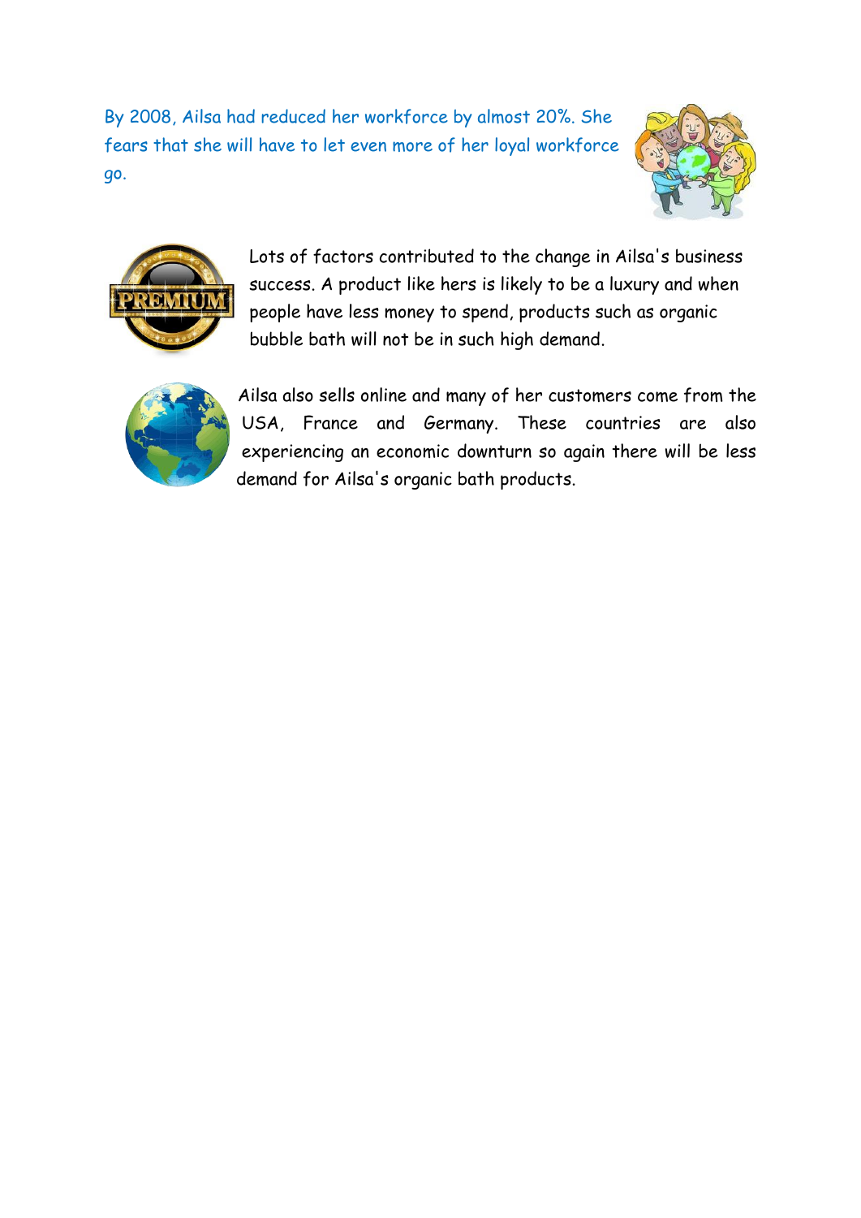By 2008, Ailsa had reduced her workforce by almost 20%. She fears that she will have to let even more of her loyal workforce go.

Lots of factors contributed to the change in Ailsa's business success. A product like hers is likely to be a luxury and when people have less money to spend, products such as organic bubble bath will not be in such high demand.

Ailsa also sells online and many of her customers come from the USA, France and Germany. These countries are also experiencing an economic downturn so again there will be less demand for Ailsa's organic bath products.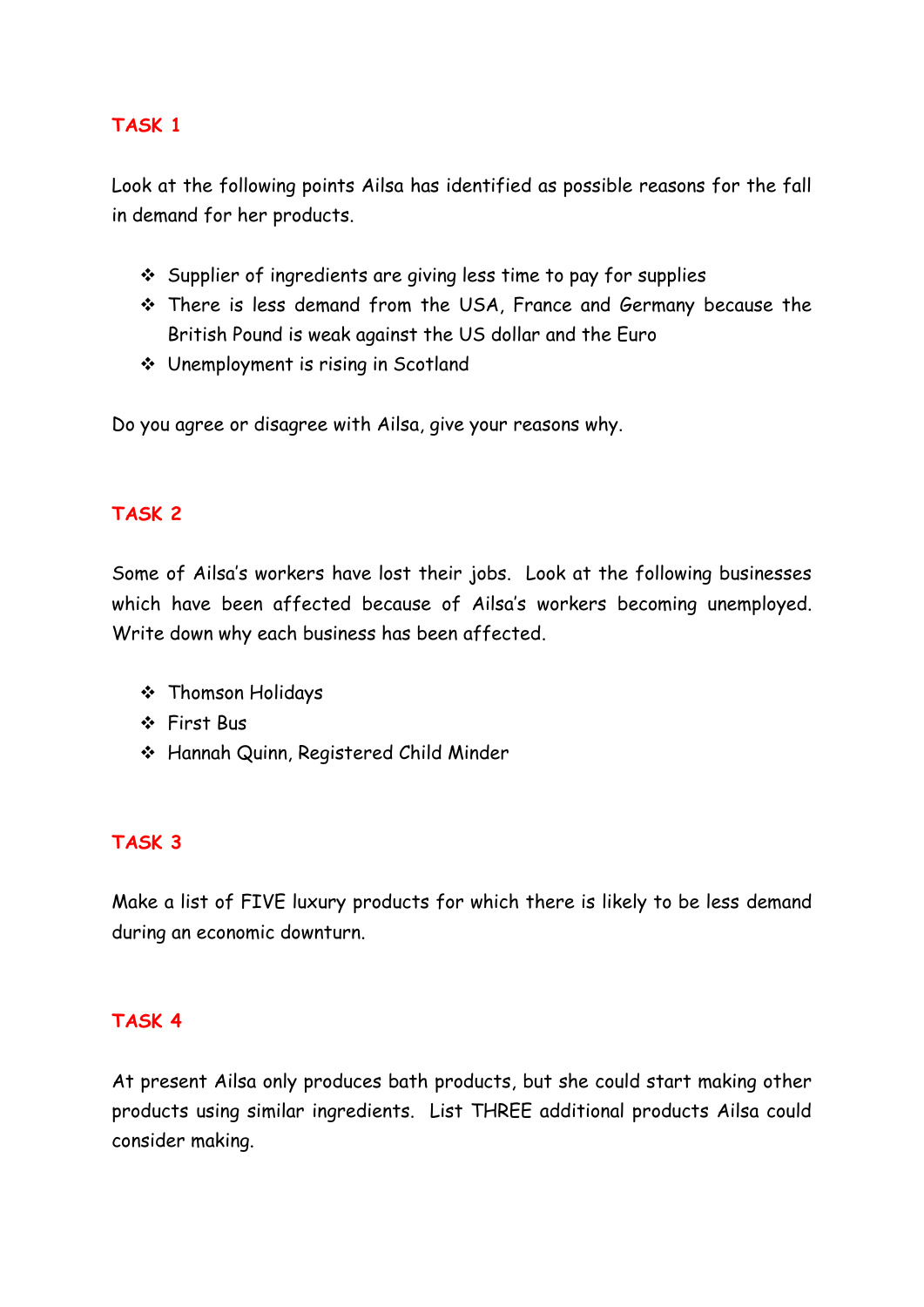## TASK 1

Look at the following points Ailsa has identified as possible reasons for the fall in demand for her products.

- Supplier of ingredients are giving less time to pay for supplies
- There is less demand from the USA, France and Germany because the British Pound is weak against the US dollar and the Euro
- Unemployment is rising in Scotland

Do you agree or disagree with Ailsa, give your reasons why.

## TASK 2

Some of Ailsa's workers have lost their jobs. Look at the following businesses which have been affected because of Ailsa's workers becoming unemployed. Write down why each business has been affected.

- Thomson Holidays
- First Bus
- Hannah Quinn, Registered Child Minder

## TASK 3

Make a list of FIVE luxury products for which there is likely to be less demand during an economic downturn.

## TASK 4

At present Ailsa only produces bath products, but she could start making other products using similar ingredients. List THREE additional products Ailsa could consider making.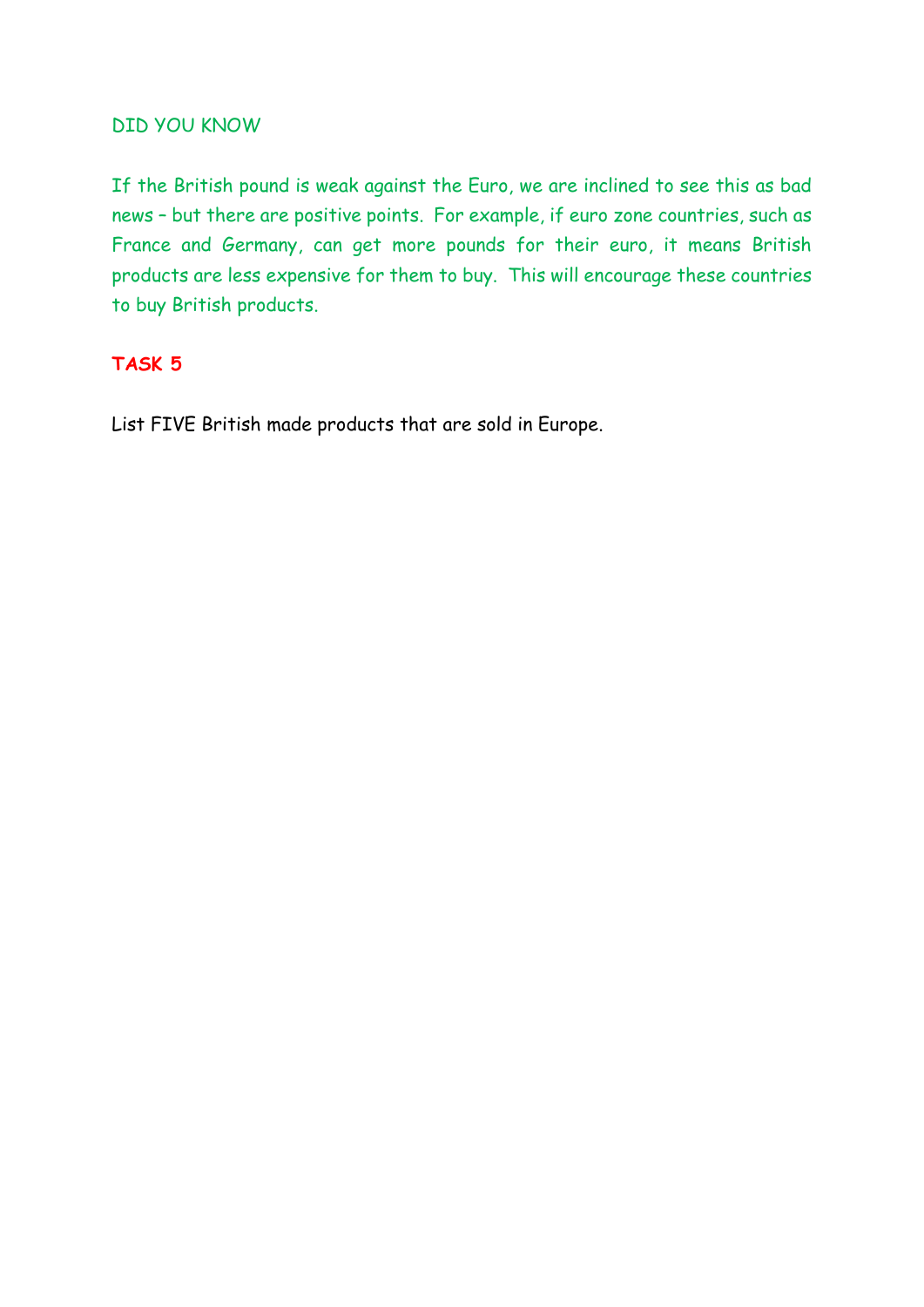DID YOU KNOW

If the British pound is weak against the Euro, we are inclined to see this as bad news – but there are positive points. For example, if euro zone countries, such as France and Germany, can get more pounds for their euro, it means British products are less expensive for them to buy. This will encourage these countries to buy British products.

**TASK 5**

List FIVE British made products that are sold in Europe.